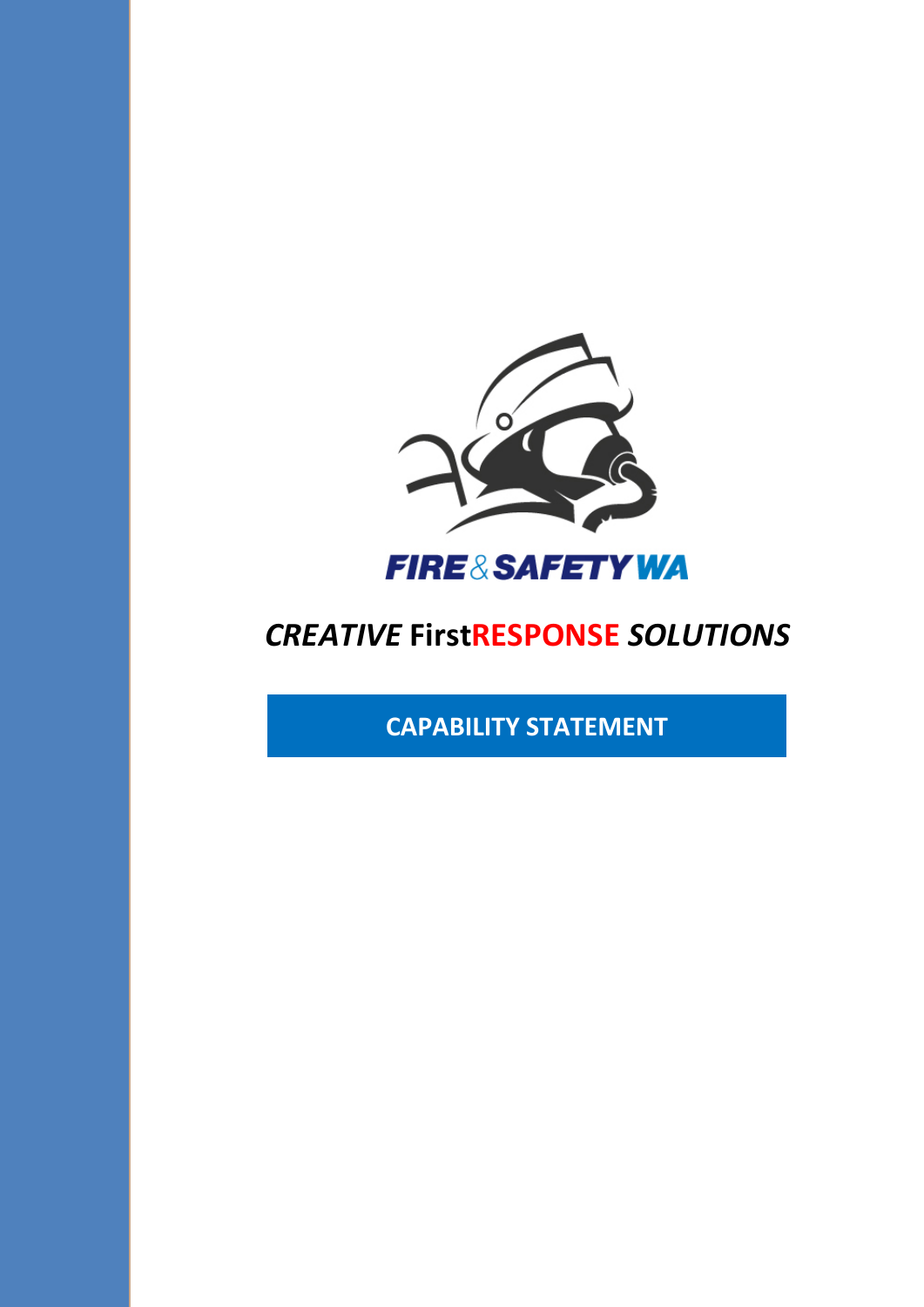FIRE & SAFETY WA

*CREATIVE* **FirstRESPONSE** *SOLUTIONS*

**CAPABILITY STATEMENT**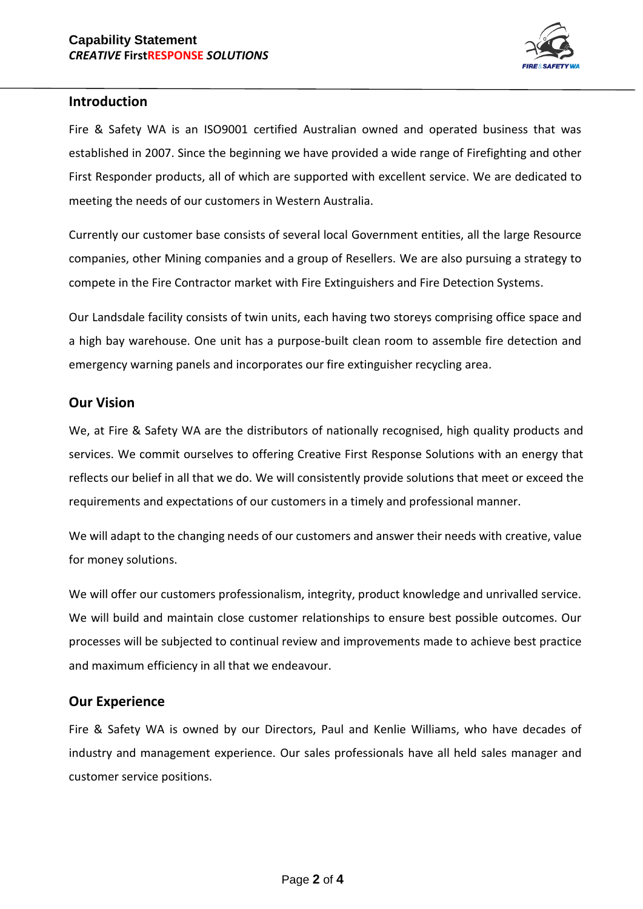## Introduction

Fire & Safety WA is an ISO9001 certified Australian owned and operated business that was established in 2007. Since the beginning we have provided a wide range of Firefighting and other First Responder products, all of which are supported with excellent service. We are dedicated to meeting the needs of our customers in Western Australia.

Currently our customer base consists of several local Government entities, all the large Resource companies, other Mining companies and a group of Resellers. We are also pursuing a strategy to compete in the Fire Contractor market with Fire Extinguishers and Fire Detection Systems.

Our Landsdale facility consists of twin units, each having two storeys comprising office space and a high bay warehouse. One unit has a purpose-built clean room to assemble fire detection and emergency warning panels and incorporates our fire extinguisher recycling area.

## Our Vision

We, at Fire & Safety WA are the distributors of nationally recognised, high quality products and services. We commit ourselves to offering Creative First Response Solutions with an energy that reflects our belief in all that we do. We will consistently provide solutions that meet or exceed the requirements and expectations of our customers in a timely and professional manner.

We will adapt to the changing needs of our customers and answer their needs with creative, value for money solutions.

We will offer our customers professionalism, integrity, product knowledge and unrivalled service. We will build and maintain close customer relationships to ensure best possible outcomes. Our processes will be subjected to continual review and improvements made to achieve best practice and maximum efficiency in all that we endeavour.

## Our Experience

Fire & Safety WA is owned by our Directors, Paul and Kenlie Williams, who have decades of industry and management experience. Our sales professionals have all held sales manager and customer service positions.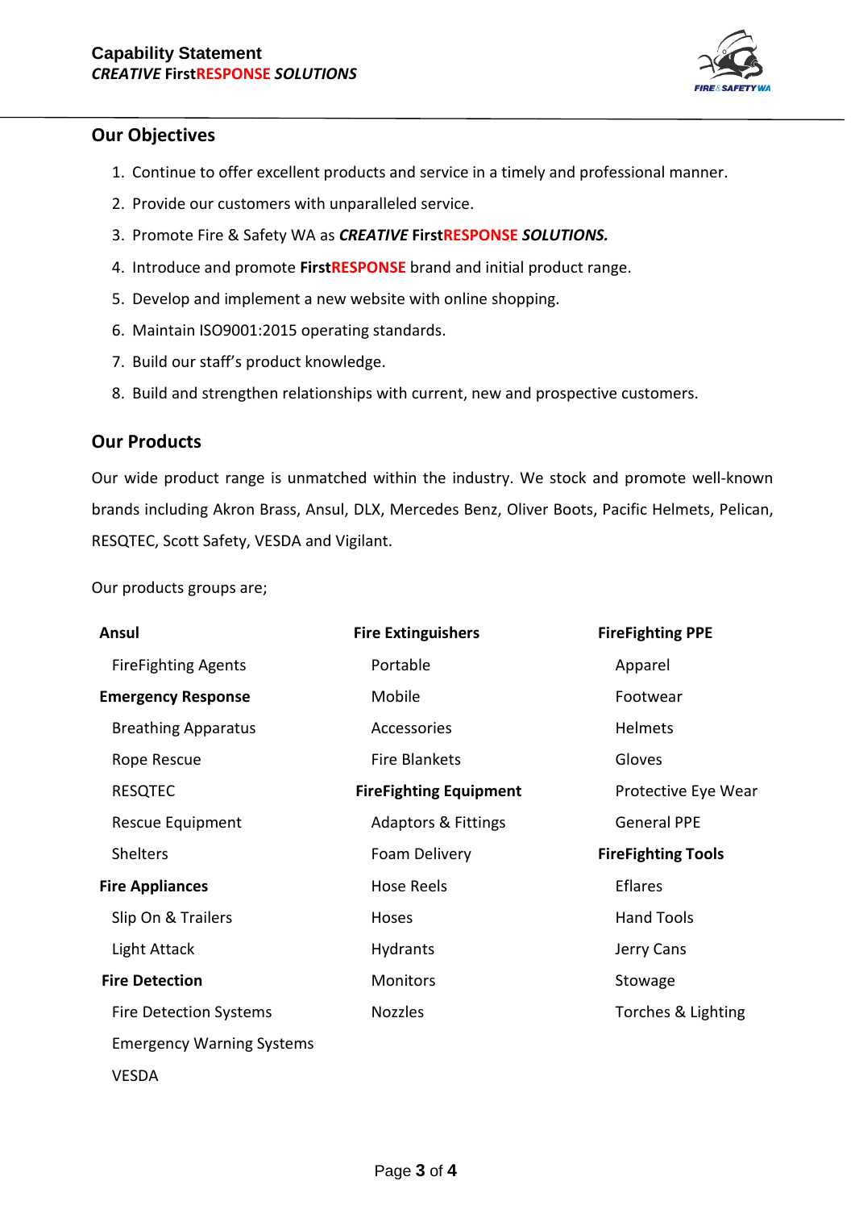## Our Objectives

1. Continue to offer excellent products and service in a timely and professional manner.
2. Provide our customers with unparalleled service.
3. Promote Fire & Safety WA as ***CREATIVE* First**RESPONSE ***SOLUTIONS.***
4. Introduce and promote **FirstRESPONSE** brand and initial product range.
5. Develop and implement a new website with online shopping.
6. Maintain ISO9001:2015 operating standards.
7. Build our staff's product knowledge.
8. Build and strengthen relationships with current, new and prospective customers.

## Our Products

Our wide product range is unmatched within the industry. We stock and promote well-known brands including Akron Brass, Ansul, DLX, Mercedes Benz, Oliver Boots, Pacific Helmets, Pelican, RESQTEC, Scott Safety, VESDA and Vigilant.

Our products groups are;

**Ansul**
- FireFighting Agents

**Emergency Response**
- Breathing Apparatus
- Rope Rescue
- RESQTEC
- Rescue Equipment
- Shelters

**Fire Appliances**
- Slip On & Trailers
- Light Attack

**Fire Detection**
- Fire Detection Systems
- Emergency Warning Systems
- VESDA

**Fire Extinguishers**
- Portable
- Mobile
- Accessories
- Fire Blankets

**FireFighting Equipment**
- Adaptors & Fittings
- Foam Delivery
- Hose Reels
- Hoses
- Hydrants
- Monitors
- Nozzles

**FireFighting PPE**
- Apparel
- Footwear
- Helmets
- Gloves
- Protective Eye Wear
- General PPE

**FireFighting Tools**
- Eflares
- Hand Tools
- Jerry Cans
- Stowage
- Torches & Lighting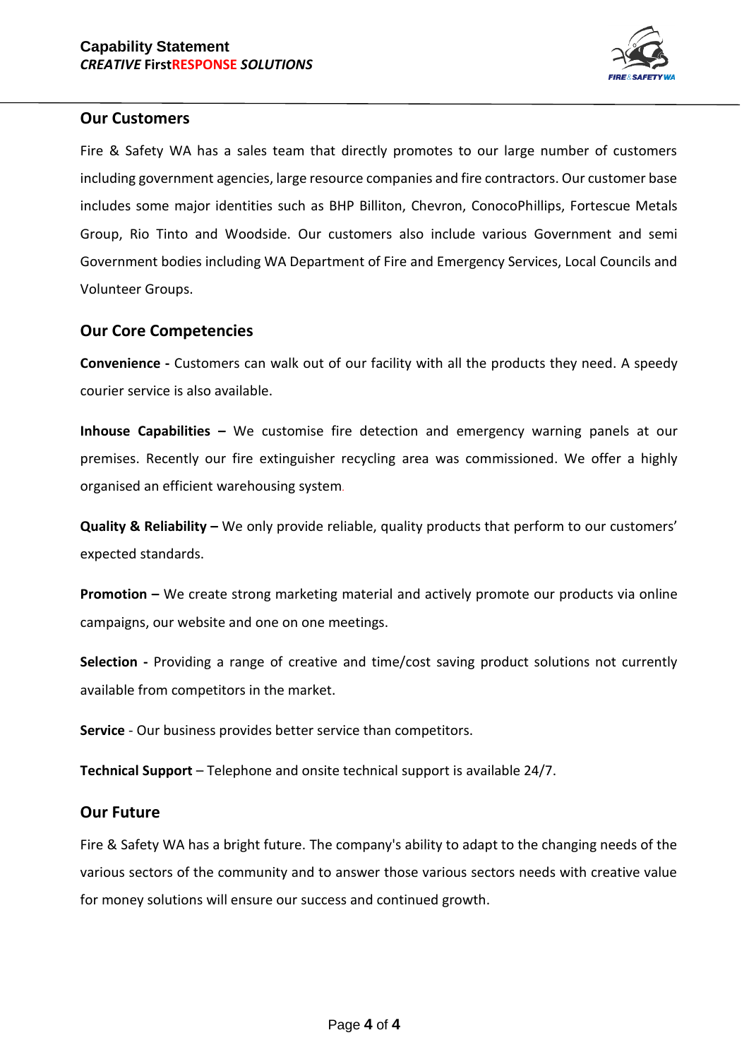## Our Customers

Fire & Safety WA has a sales team that directly promotes to our large number of customers including government agencies, large resource companies and fire contractors. Our customer base includes some major identities such as BHP Billiton, Chevron, ConocoPhillips, Fortescue Metals Group, Rio Tinto and Woodside. Our customers also include various Government and semi Government bodies including WA Department of Fire and Emergency Services, Local Councils and Volunteer Groups.

## Our Core Competencies

**Convenience -** Customers can walk out of our facility with all the products they need. A speedy courier service is also available.

**Inhouse Capabilities –** We customise fire detection and emergency warning panels at our premises. Recently our fire extinguisher recycling area was commissioned. We offer a highly organised an efficient warehousing system.

**Quality & Reliability –** We only provide reliable, quality products that perform to our customers' expected standards.

**Promotion –** We create strong marketing material and actively promote our products via online campaigns, our website and one on one meetings.

**Selection -** Providing a range of creative and time/cost saving product solutions not currently available from competitors in the market.

**Service** - Our business provides better service than competitors.

**Technical Support** – Telephone and onsite technical support is available 24/7.

## Our Future

Fire & Safety WA has a bright future. The company's ability to adapt to the changing needs of the various sectors of the community and to answer those various sectors needs with creative value for money solutions will ensure our success and continued growth.